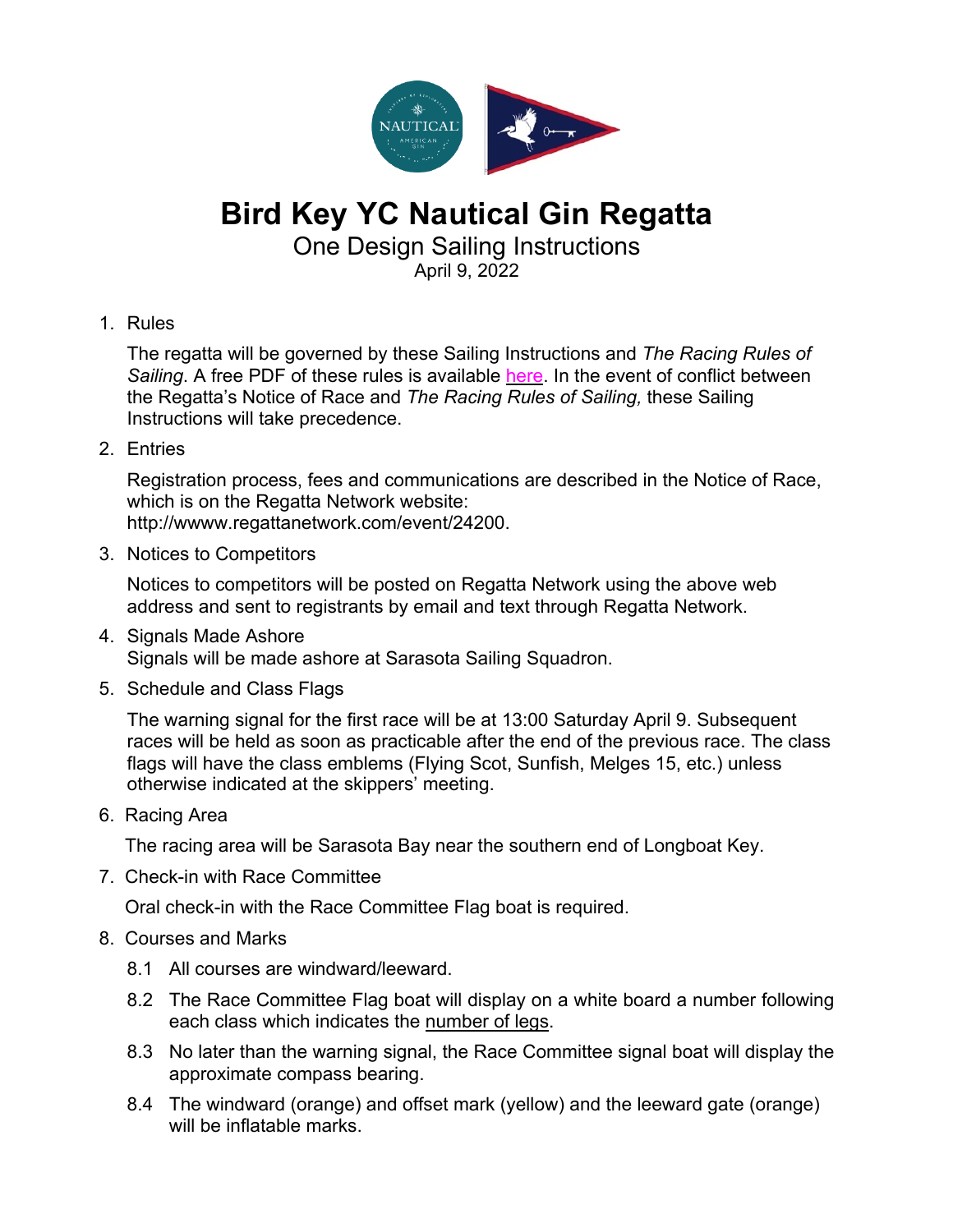# Bird Key YC Nautical Gin Regatta

## One Design Sailing Instructions

April 9, 2022

1. Rules

   The regatta will be governed by these Sailing Instructions and *The Racing Rules of Sailing*. A free PDF of these rules is available here. In the event of conflict between the Regatta's Notice of Race and *The Racing Rules of Sailing,* these Sailing Instructions will take precedence.

2. Entries

   Registration process, fees and communications are described in the Notice of Race, which is on the Regatta Network website: http://wwww.regattanetwork.com/event/24200.

3. Notices to Competitors

   Notices to competitors will be posted on Regatta Network using the above web address and sent to registrants by email and text through Regatta Network.

4. Signals Made Ashore

   Signals will be made ashore at Sarasota Sailing Squadron.

5. Schedule and Class Flags

   The warning signal for the first race will be at 13:00 Saturday April 9. Subsequent races will be held as soon as practicable after the end of the previous race. The class flags will have the class emblems (Flying Scot, Sunfish, Melges 15, etc.) unless otherwise indicated at the skippers' meeting.

6. Racing Area

   The racing area will be Sarasota Bay near the southern end of Longboat Key.

7. Check-in with Race Committee

   Oral check-in with the Race Committee Flag boat is required.

8. Courses and Marks

   8.1 All courses are windward/leeward.

   8.2 The Race Committee Flag boat will display on a white board a number following each class which indicates the number of legs.

   8.3 No later than the warning signal, the Race Committee signal boat will display the approximate compass bearing.

   8.4 The windward (orange) and offset mark (yellow) and the leeward gate (orange) will be inflatable marks.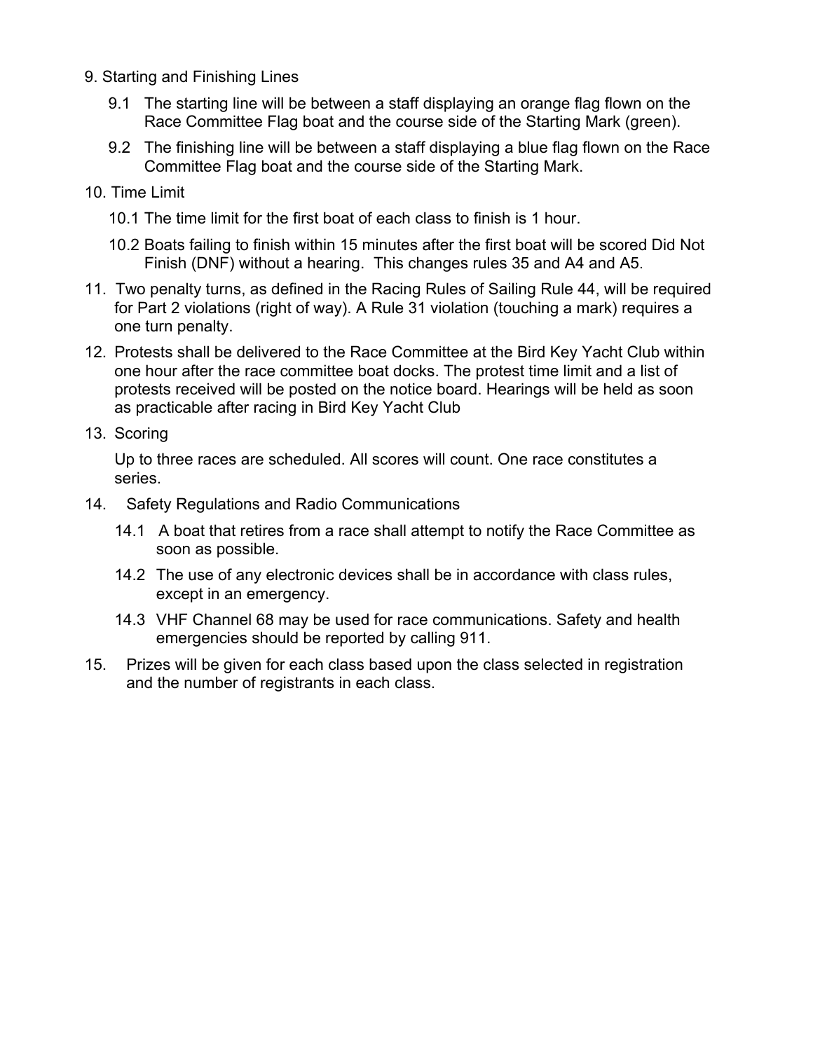9. Starting and Finishing Lines

   9.1 The starting line will be between a staff displaying an orange flag flown on the Race Committee Flag boat and the course side of the Starting Mark (green).

   9.2 The finishing line will be between a staff displaying a blue flag flown on the Race Committee Flag boat and the course side of the Starting Mark.

10. Time Limit

    10.1 The time limit for the first boat of each class to finish is 1 hour.

    10.2 Boats failing to finish within 15 minutes after the first boat will be scored Did Not Finish (DNF) without a hearing. This changes rules 35 and A4 and A5.

11. Two penalty turns, as defined in the Racing Rules of Sailing Rule 44, will be required for Part 2 violations (right of way). A Rule 31 violation (touching a mark) requires a one turn penalty.

12. Protests shall be delivered to the Race Committee at the Bird Key Yacht Club within one hour after the race committee boat docks. The protest time limit and a list of protests received will be posted on the notice board. Hearings will be held as soon as practicable after racing in Bird Key Yacht Club

13. Scoring

    Up to three races are scheduled. All scores will count. One race constitutes a series.

14. Safety Regulations and Radio Communications

    14.1 A boat that retires from a race shall attempt to notify the Race Committee as soon as possible.

    14.2 The use of any electronic devices shall be in accordance with class rules, except in an emergency.

    14.3 VHF Channel 68 may be used for race communications. Safety and health emergencies should be reported by calling 911.

15. Prizes will be given for each class based upon the class selected in registration and the number of registrants in each class.